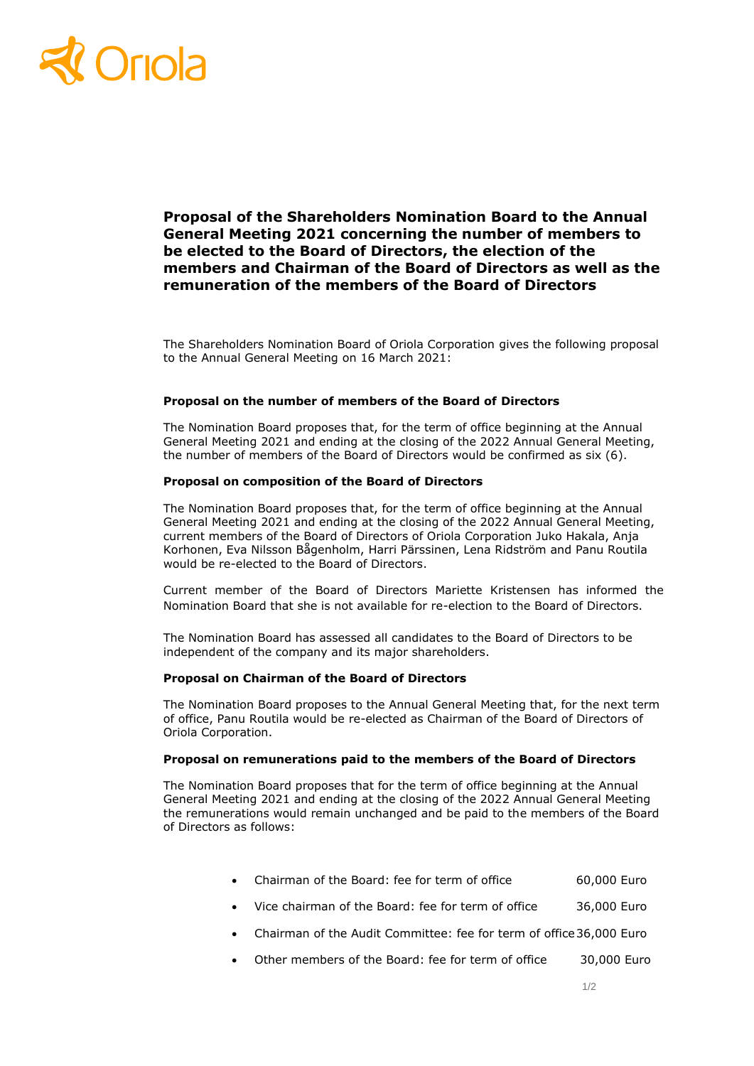# Proposal of the Shareholders Nomination Board to the Annual General Meeting 2021 concerning the number of members to be elected to the Board of Directors, the election of the members and Chairman of the Board of Directors as well as the remuneration of the members of the Board of Directors

The Shareholders Nomination Board of Oriola Corporation gives the following proposal to the Annual General Meeting on 16 March 2021:

**Proposal on the number of members of the Board of Directors**

The Nomination Board proposes that, for the term of office beginning at the Annual General Meeting 2021 and ending at the closing of the 2022 Annual General Meeting, the number of members of the Board of Directors would be confirmed as six (6).

**Proposal on composition of the Board of Directors**

The Nomination Board proposes that, for the term of office beginning at the Annual General Meeting 2021 and ending at the closing of the 2022 Annual General Meeting, current members of the Board of Directors of Oriola Corporation Juko Hakala, Anja Korhonen, Eva Nilsson Bågenholm, Harri Pärssinen, Lena Ridström and Panu Routila would be re-elected to the Board of Directors.

Current member of the Board of Directors Mariette Kristensen has informed the Nomination Board that she is not available for re-election to the Board of Directors.

The Nomination Board has assessed all candidates to the Board of Directors to be independent of the company and its major shareholders.

**Proposal on Chairman of the Board of Directors**

The Nomination Board proposes to the Annual General Meeting that, for the next term of office, Panu Routila would be re-elected as Chairman of the Board of Directors of Oriola Corporation.

**Proposal on remunerations paid to the members of the Board of Directors**

The Nomination Board proposes that for the term of office beginning at the Annual General Meeting 2021 and ending at the closing of the 2022 Annual General Meeting the remunerations would remain unchanged and be paid to the members of the Board of Directors as follows:

- Chairman of the Board: fee for term of office 60,000 Euro
- Vice chairman of the Board: fee for term of office 36,000 Euro
- Chairman of the Audit Committee: fee for term of office 36,000 Euro
- Other members of the Board: fee for term of office 30,000 Euro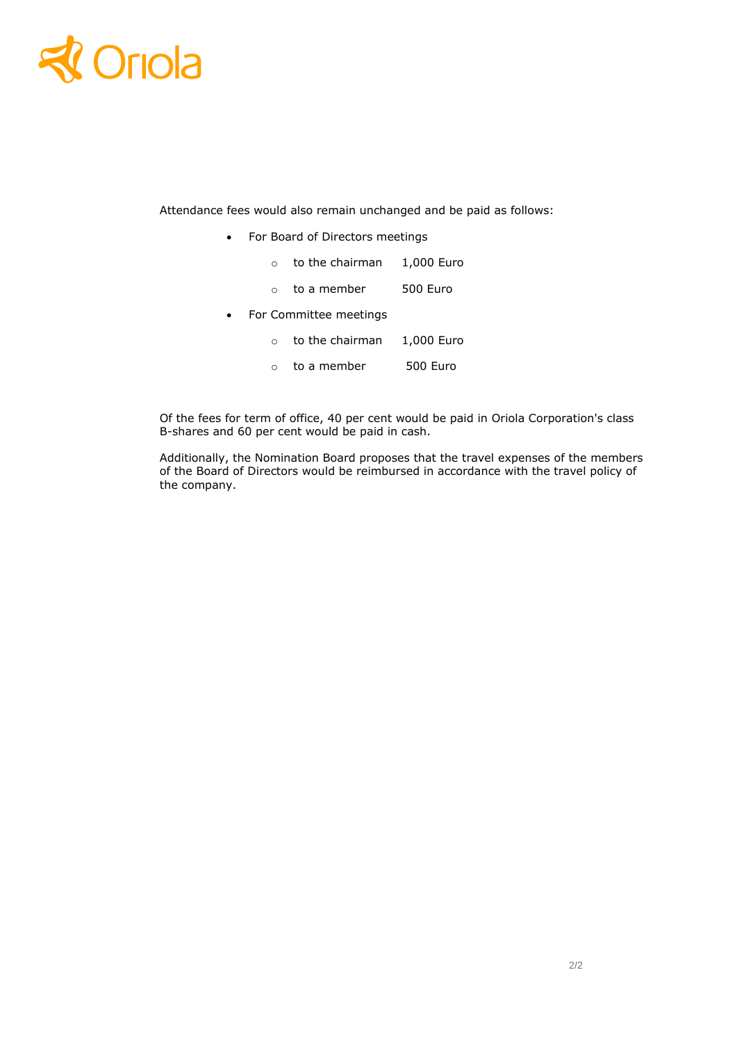Attendance fees would also remain unchanged and be paid as follows:

- For Board of Directors meetings
  - to the chairman 1,000 Euro
  - to a member 500 Euro
- For Committee meetings
  - to the chairman 1,000 Euro
  - to a member 500 Euro

Of the fees for term of office, 40 per cent would be paid in Oriola Corporation's class B-shares and 60 per cent would be paid in cash.

Additionally, the Nomination Board proposes that the travel expenses of the members of the Board of Directors would be reimbursed in accordance with the travel policy of the company.